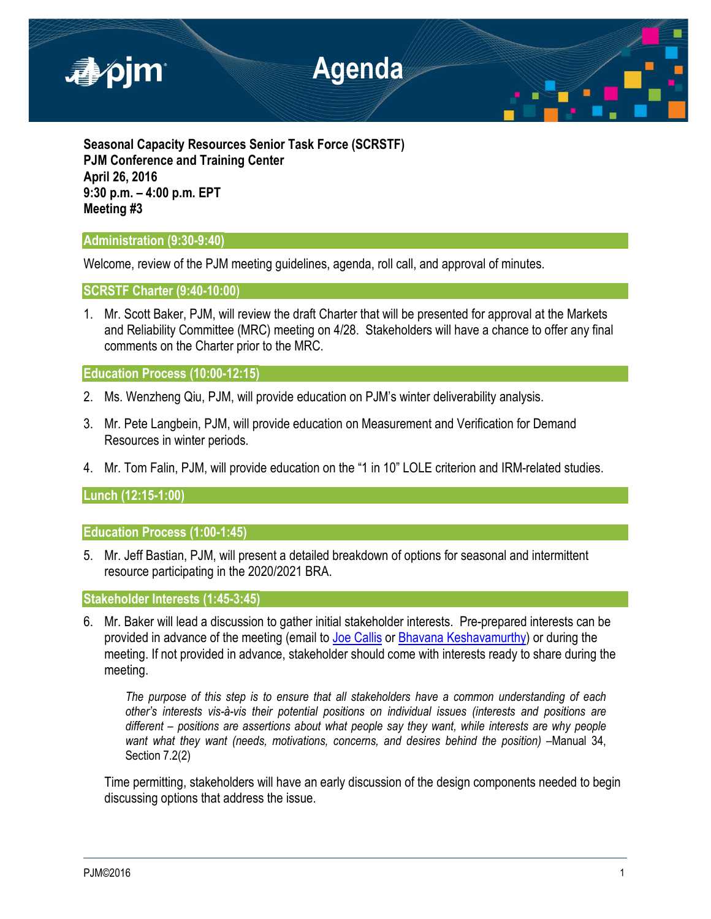# Agenda

**Seasonal Capacity Resources Senior Task Force (SCRSTF)**
**PJM Conference and Training Center**
**April 26, 2016**
**9:30 p.m. – 4:00 p.m. EPT**
**Meeting #3**

## Administration (9:30-9:40)

Welcome, review of the PJM meeting guidelines, agenda, roll call, and approval of minutes.

## SCRSTF Charter (9:40-10:00)

1. Mr. Scott Baker, PJM, will review the draft Charter that will be presented for approval at the Markets and Reliability Committee (MRC) meeting on 4/28. Stakeholders will have a chance to offer any final comments on the Charter prior to the MRC.

## Education Process (10:00-12:15)

2. Ms. Wenzheng Qiu, PJM, will provide education on PJM's winter deliverability analysis.

3. Mr. Pete Langbein, PJM, will provide education on Measurement and Verification for Demand Resources in winter periods.

4. Mr. Tom Falin, PJM, will provide education on the "1 in 10" LOLE criterion and IRM-related studies.

## Lunch (12:15-1:00)

## Education Process (1:00-1:45)

5. Mr. Jeff Bastian, PJM, will present a detailed breakdown of options for seasonal and intermittent resource participating in the 2020/2021 BRA.

## Stakeholder Interests (1:45-3:45)

6. Mr. Baker will lead a discussion to gather initial stakeholder interests. Pre-prepared interests can be provided in advance of the meeting (email to Joe Callis or Bhavana Keshavamurthy) or during the meeting. If not provided in advance, stakeholder should come with interests ready to share during the meeting.

   *The purpose of this step is to ensure that all stakeholders have a common understanding of each other's interests vis-à-vis their potential positions on individual issues (interests and positions are different – positions are assertions about what people say they want, while interests are why people want what they want (needs, motivations, concerns, and desires behind the position)* –Manual 34, Section 7.2(2)

   Time permitting, stakeholders will have an early discussion of the design components needed to begin discussing options that address the issue.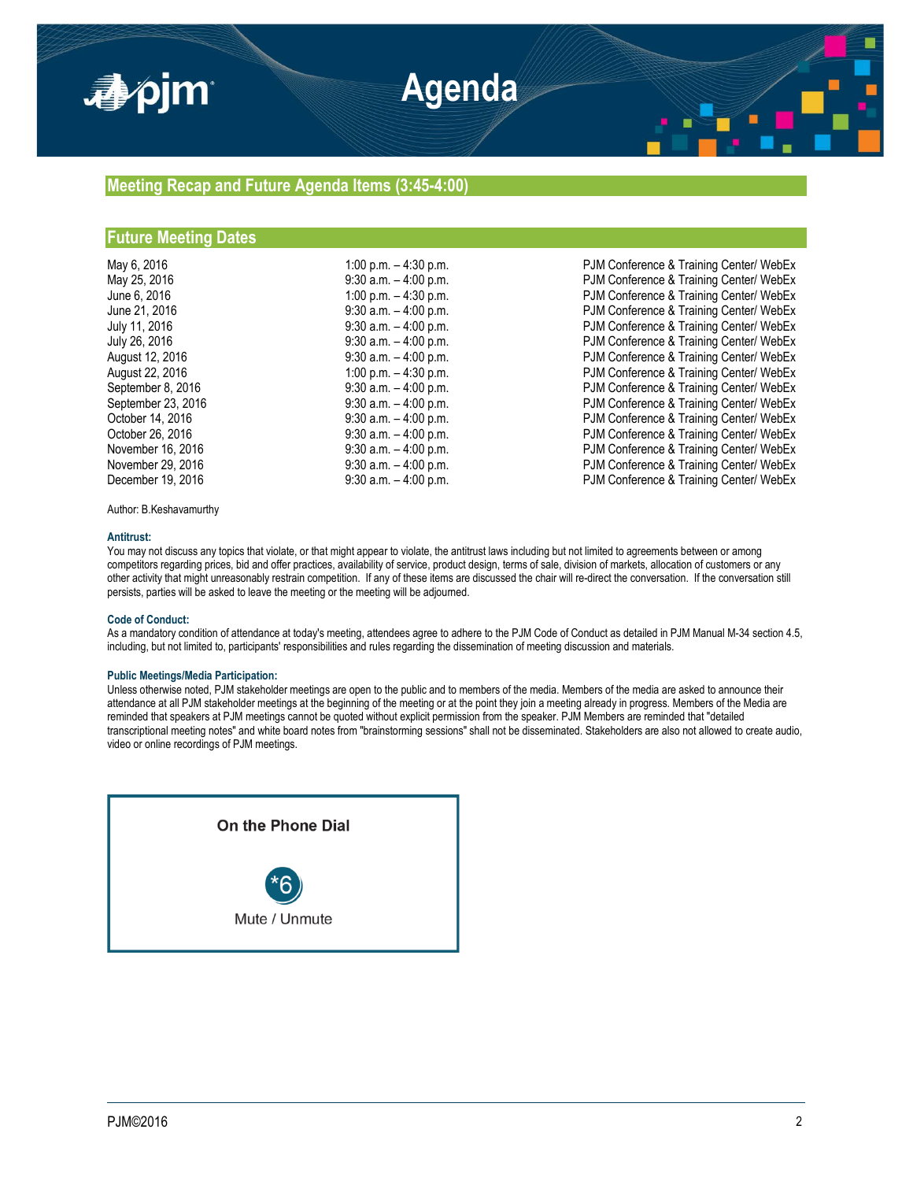## Meeting Recap and Future Agenda Items (3:45-4:00)

## Future Meeting Dates

| | | |
|---|---|---|
| May 6, 2016 | 1:00 p.m. – 4:30 p.m. | PJM Conference & Training Center/ WebEx |
| May 25, 2016 | 9:30 a.m. – 4:00 p.m. | PJM Conference & Training Center/ WebEx |
| June 6, 2016 | 1:00 p.m. – 4:30 p.m. | PJM Conference & Training Center/ WebEx |
| June 21, 2016 | 9:30 a.m. – 4:00 p.m. | PJM Conference & Training Center/ WebEx |
| July 11, 2016 | 9:30 a.m. – 4:00 p.m. | PJM Conference & Training Center/ WebEx |
| July 26, 2016 | 9:30 a.m. – 4:00 p.m. | PJM Conference & Training Center/ WebEx |
| August 12, 2016 | 9:30 a.m. – 4:00 p.m. | PJM Conference & Training Center/ WebEx |
| August 22, 2016 | 1:00 p.m. – 4:30 p.m. | PJM Conference & Training Center/ WebEx |
| September 8, 2016 | 9:30 a.m. – 4:00 p.m. | PJM Conference & Training Center/ WebEx |
| September 23, 2016 | 9:30 a.m. – 4:00 p.m. | PJM Conference & Training Center/ WebEx |
| October 14, 2016 | 9:30 a.m. – 4:00 p.m. | PJM Conference & Training Center/ WebEx |
| October 26, 2016 | 9:30 a.m. – 4:00 p.m. | PJM Conference & Training Center/ WebEx |
| November 16, 2016 | 9:30 a.m. – 4:00 p.m. | PJM Conference & Training Center/ WebEx |
| November 29, 2016 | 9:30 a.m. – 4:00 p.m. | PJM Conference & Training Center/ WebEx |
| December 19, 2016 | 9:30 a.m. – 4:00 p.m. | PJM Conference & Training Center/ WebEx |

Author: B.Keshavamurthy

**Antitrust:**
You may not discuss any topics that violate, or that might appear to violate, the antitrust laws including but not limited to agreements between or among competitors regarding prices, bid and offer practices, availability of service, product design, terms of sale, division of markets, allocation of customers or any other activity that might unreasonably restrain competition. If any of these items are discussed the chair will re-direct the conversation. If the conversation still persists, parties will be asked to leave the meeting or the meeting will be adjourned.

**Code of Conduct:**
As a mandatory condition of attendance at today's meeting, attendees agree to adhere to the PJM Code of Conduct as detailed in PJM Manual M-34 section 4.5, including, but not limited to, participants' responsibilities and rules regarding the dissemination of meeting discussion and materials.

**Public Meetings/Media Participation:**
Unless otherwise noted, PJM stakeholder meetings are open to the public and to members of the media. Members of the media are asked to announce their attendance at all PJM stakeholder meetings at the beginning of the meeting or at the point they join a meeting already in progress. Members of the Media are reminded that speakers at PJM meetings cannot be quoted without explicit permission from the speaker. PJM Members are reminded that "detailed transcriptional meeting notes" and white board notes from "brainstorming sessions" shall not be disseminated. Stakeholders are also not allowed to create audio, video or online recordings of PJM meetings.

**On the Phone Dial**

*6

Mute / Unmute